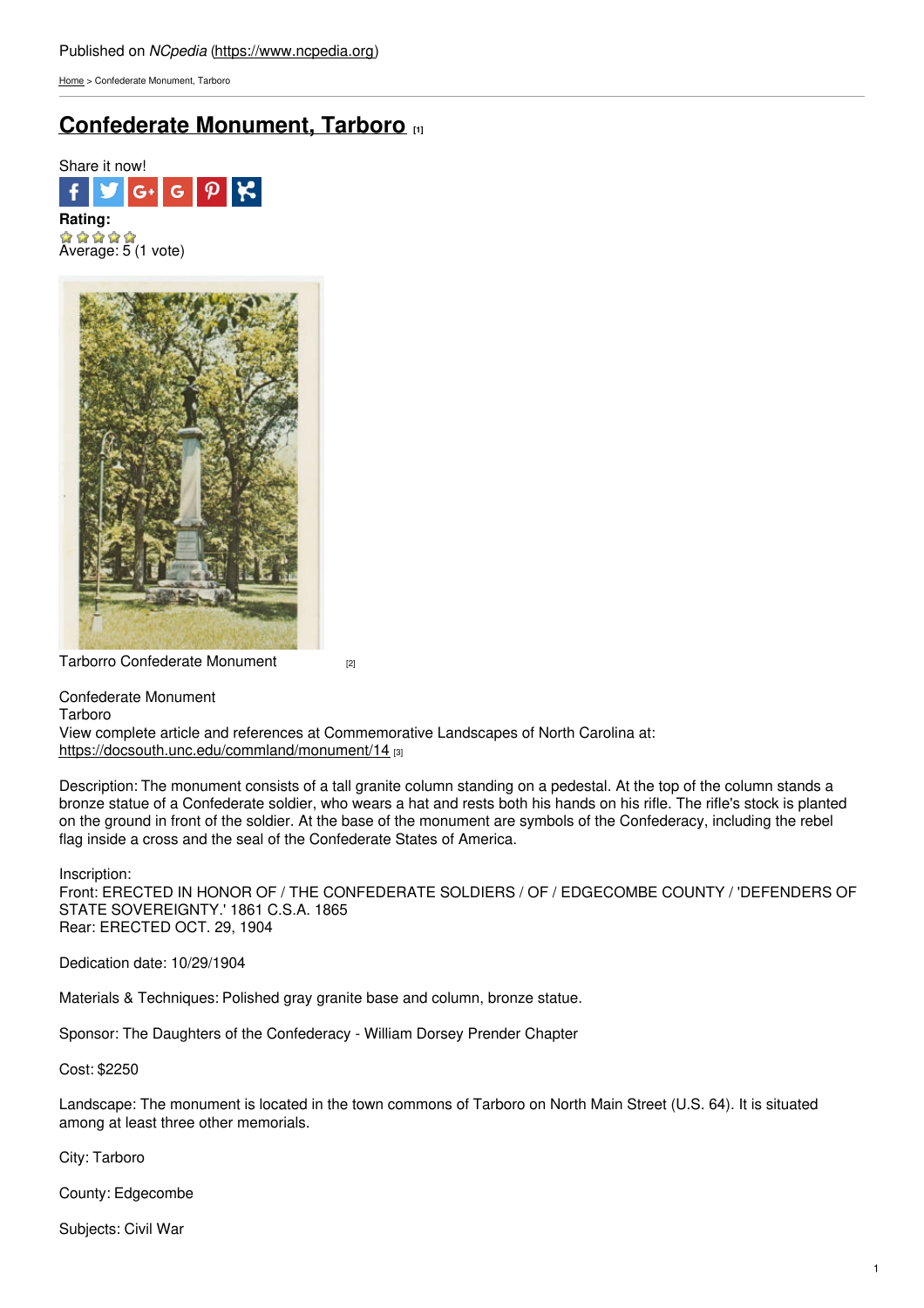Published on *NCpedia* (https://www.ncpedia.org)

Home > Confederate Monument, Tarboro

# Confederate Monument, Tarboro [1]

Share it now!

**Rating:**

Average: 5 (1 vote)

Tarborro Confederate Monument [2]

Confederate Monument
Tarboro
View complete article and references at Commemorative Landscapes of North Carolina at:
https://docsouth.unc.edu/commland/monument/14 [3]

Description: The monument consists of a tall granite column standing on a pedestal. At the top of the column stands a bronze statue of a Confederate soldier, who wears a hat and rests both his hands on his rifle. The rifle's stock is planted on the ground in front of the soldier. At the base of the monument are symbols of the Confederacy, including the rebel flag inside a cross and the seal of the Confederate States of America.

Inscription:
Front: ERECTED IN HONOR OF / THE CONFEDERATE SOLDIERS / OF / EDGECOMBE COUNTY / 'DEFENDERS OF STATE SOVEREIGNTY.' 1861 C.S.A. 1865
Rear: ERECTED OCT. 29, 1904

Dedication date: 10/29/1904

Materials & Techniques: Polished gray granite base and column, bronze statue.

Sponsor: The Daughters of the Confederacy - William Dorsey Prender Chapter

Cost: $2250

Landscape: The monument is located in the town commons of Tarboro on North Main Street (U.S. 64). It is situated among at least three other memorials.

City: Tarboro

County: Edgecombe

Subjects: Civil War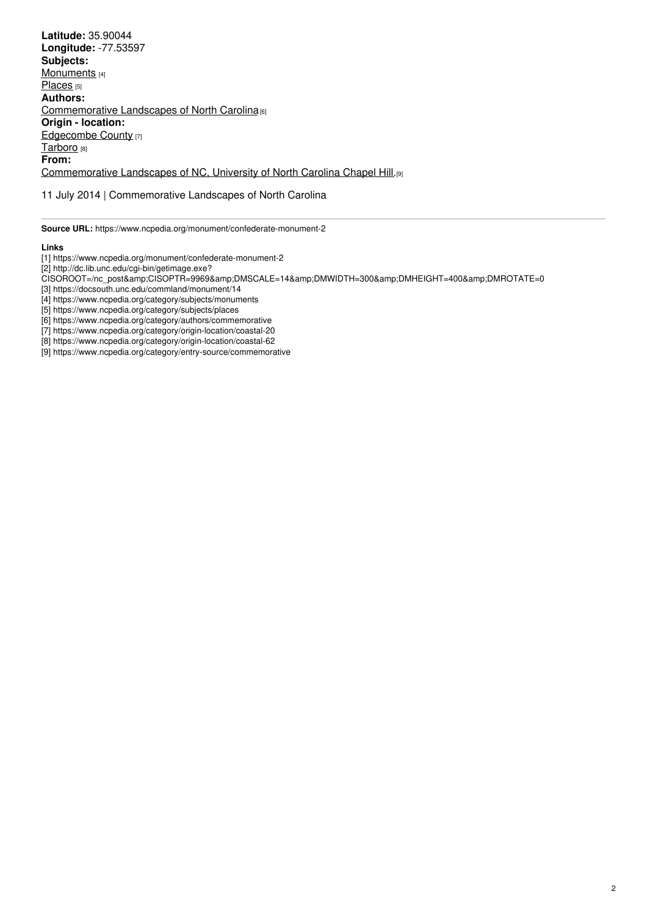**Latitude:** 35.90044
**Longitude:** -77.53597
**Subjects:**
Monuments [4]
Places [5]
**Authors:**
Commemorative Landscapes of North Carolina [6]
**Origin - location:**
Edgecombe County [7]
Tarboro [8]
**From:**
Commemorative Landscapes of NC, University of North Carolina Chapel Hill. [9]

11 July 2014 | Commemorative Landscapes of North Carolina

---

**Source URL:** https://www.ncpedia.org/monument/confederate-monument-2

**Links**

[1] https://www.ncpedia.org/monument/confederate-monument-2
[2] http://dc.lib.unc.edu/cgi-bin/getimage.exe?CISOROOT=/nc_post&amp;CISOPTR=9969&amp;DMSCALE=14&amp;DMWIDTH=300&amp;DMHEIGHT=400&amp;DMROTATE=0
[3] https://docsouth.unc.edu/commland/monument/14
[4] https://www.ncpedia.org/category/subjects/monuments
[5] https://www.ncpedia.org/category/subjects/places
[6] https://www.ncpedia.org/category/authors/commemorative
[7] https://www.ncpedia.org/category/origin-location/coastal-20
[8] https://www.ncpedia.org/category/origin-location/coastal-62
[9] https://www.ncpedia.org/category/entry-source/commemorative